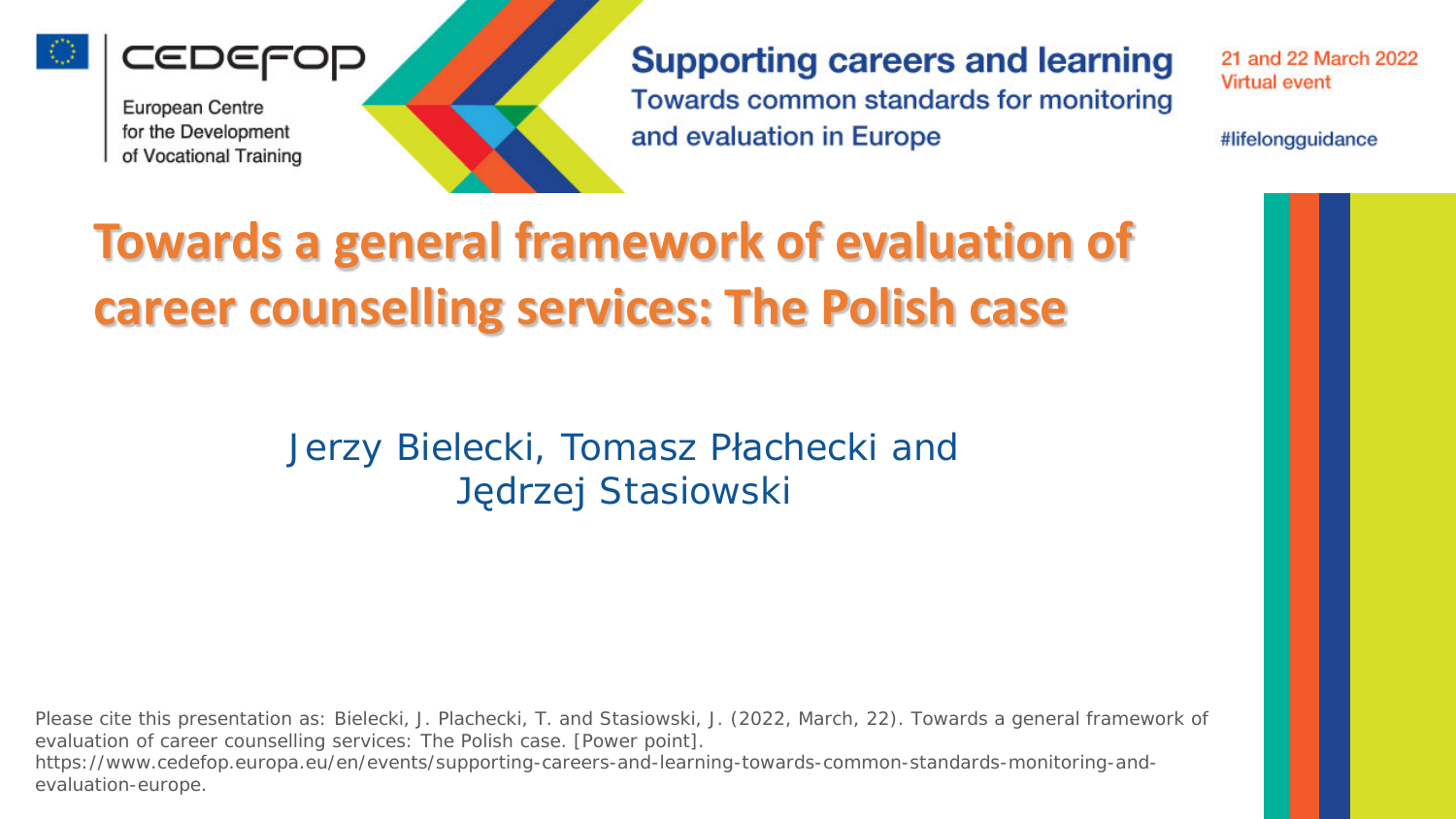CEDEFOP

European Centre for the Development of Vocational Training

**Supporting careers and learning**

Towards common standards for monitoring and evaluation in Europe

21 and 22 March 2022
Virtual event

#lifelongguidance

# Towards a general framework of evaluation of career counselling services: The Polish case

Jerzy Bielecki, Tomasz Płachecki and Jędrzej Stasiowski

Please cite this presentation as: Bielecki, J. Plachecki, T. and Stasiowski, J. (2022, March, 22). Towards a general framework of evaluation of career counselling services: The Polish case. [Power point]. https://www.cedefop.europa.eu/en/events/supporting-careers-and-learning-towards-common-standards-monitoring-and-evaluation-europe.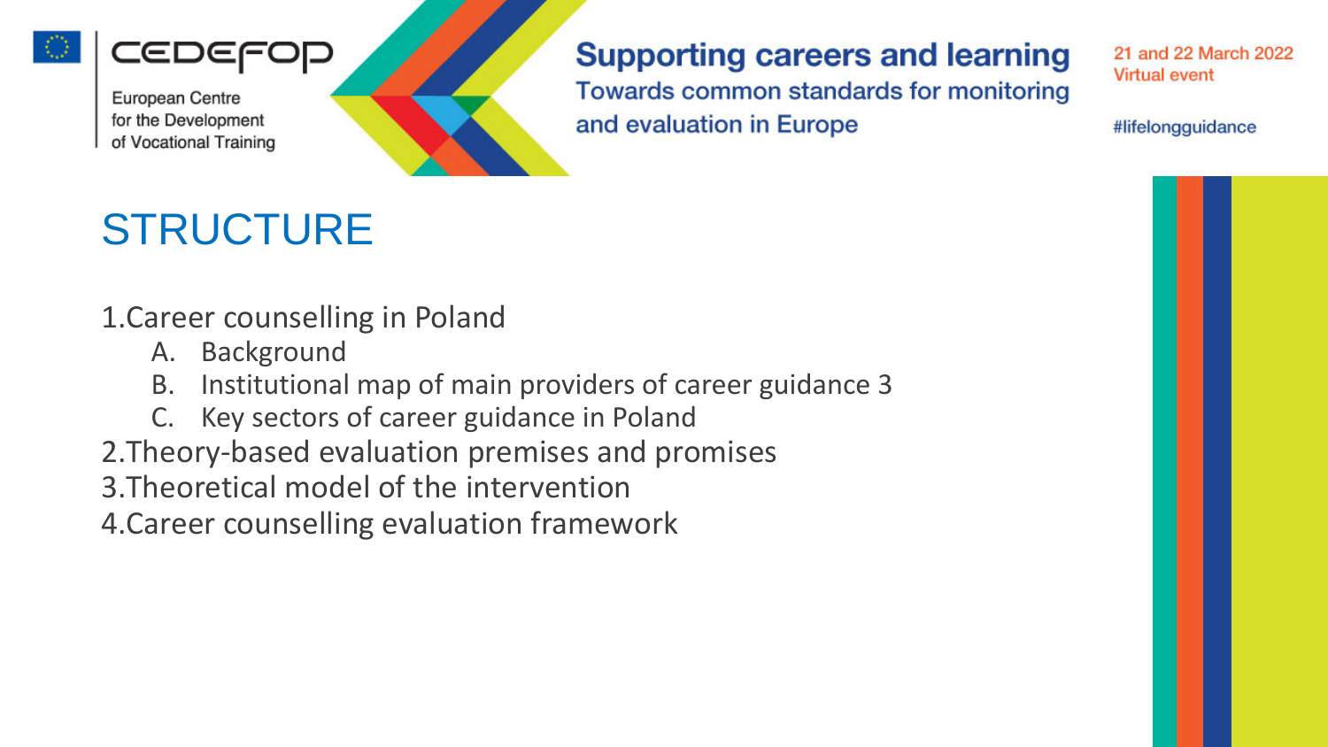# STRUCTURE

1. Career counselling in Poland
   A. Background
   B. Institutional map of main providers of career guidance 3
   C. Key sectors of career guidance in Poland
2. Theory-based evaluation premises and promises
3. Theoretical model of the intervention
4. Career counselling evaluation framework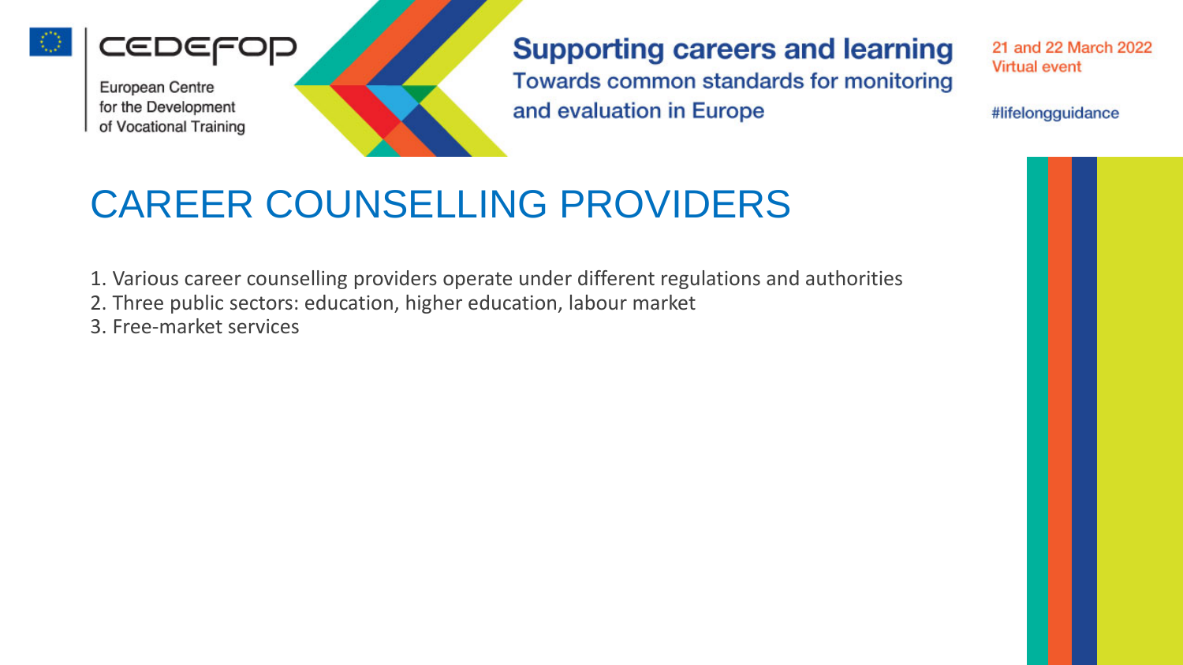# CAREER COUNSELLING PROVIDERS

1. Various career counselling providers operate under different regulations and authorities
2. Three public sectors: education, higher education, labour market
3. Free-market services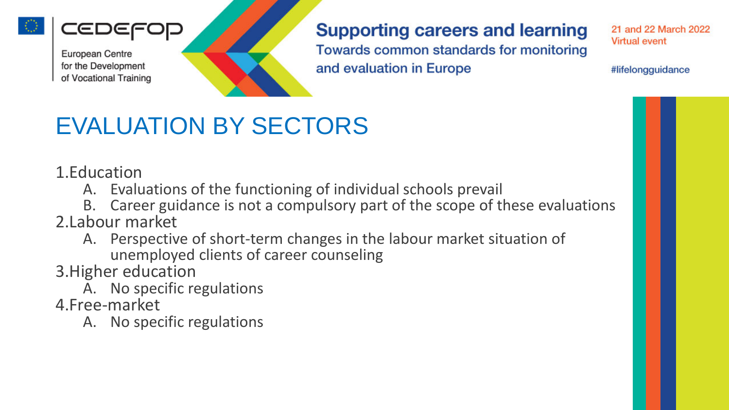# EVALUATION BY SECTORS

1. Education
   - A. Evaluations of the functioning of individual schools prevail
   - B. Career guidance is not a compulsory part of the scope of these evaluations
2. Labour market
   - A. Perspective of short-term changes in the labour market situation of unemployed clients of career counseling
3. Higher education
   - A. No specific regulations
4. Free-market
   - A. No specific regulations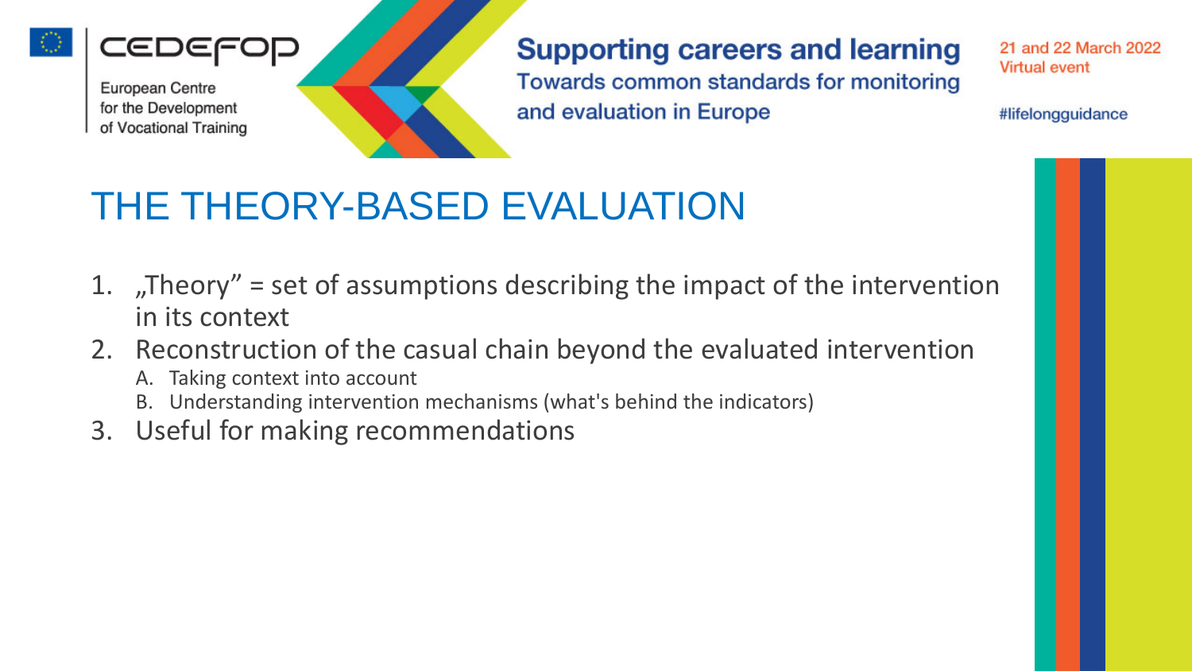# THE THEORY-BASED EVALUATION

1. „Theory" = set of assumptions describing the impact of the intervention in its context
2. Reconstruction of the casual chain beyond the evaluated intervention
   A. Taking context into account
   B. Understanding intervention mechanisms (what's behind the indicators)
3. Useful for making recommendations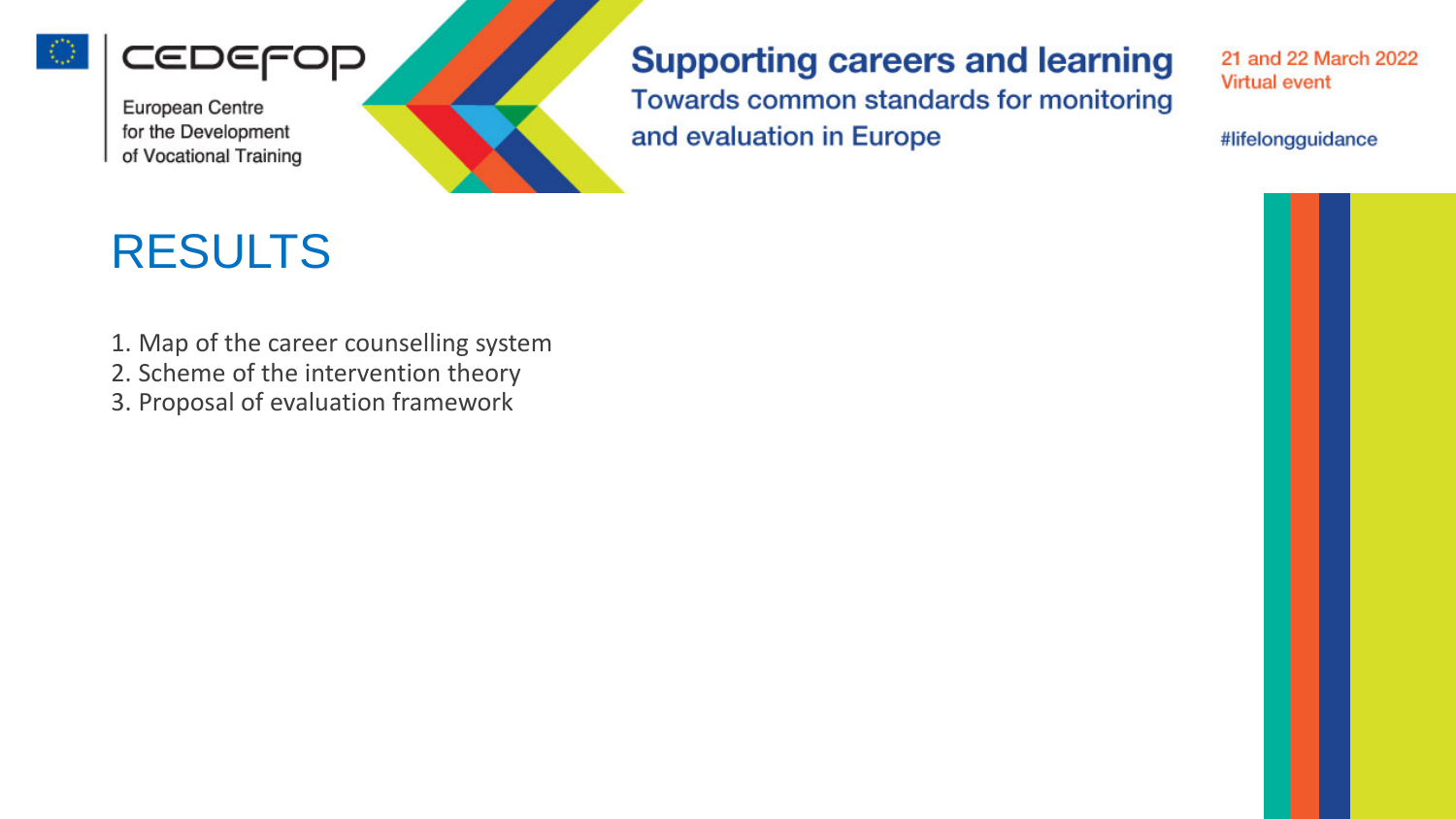# RESULTS

1. Map of the career counselling system
2. Scheme of the intervention theory
3. Proposal of evaluation framework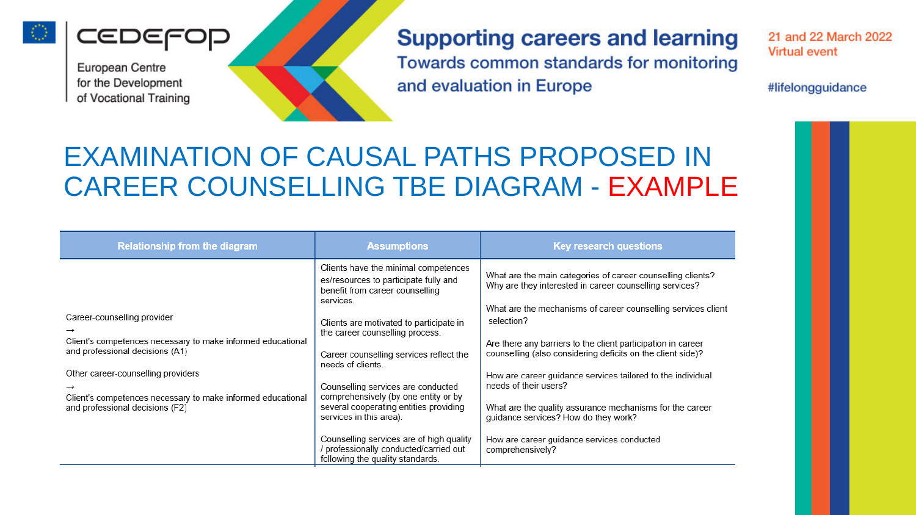# EXAMINATION OF CAUSAL PATHS PROPOSED IN CAREER COUNSELLING TBE DIAGRAM - EXAMPLE

| Relationship from the diagram | Assumptions | Key research questions |
| --- | --- | --- |
| Career-counselling provider → Client's competences necessary to make informed educational and professional decisions (A1)<br><br>Other career-counselling providers → Client's competences necessary to make informed educational and professional decisions (F2) | Clients have the minimal competences es/resources to participate fully and benefit from career counselling services.<br><br>Clients are motivated to participate in the career counselling process.<br><br>Career counselling services reflect the needs of clients.<br><br>Counselling services are conducted comprehensively (by one entity or by several cooperating entities providing services in this area).<br><br>Counselling services are of high quality / professionally conducted/carried out following the quality standards. | What are the main categories of career counselling clients? Why are they interested in career counselling services?<br><br>What are the mechanisms of career counselling services client selection?<br><br>Are there any barriers to the client participation in career counselling (also considering deficits on the client side)?<br><br>How are career guidance services tailored to the individual needs of their users?<br><br>What are the quality assurance mechanisms for the career guidance services? How do they work?<br><br>How are career guidance services conducted comprehensively? |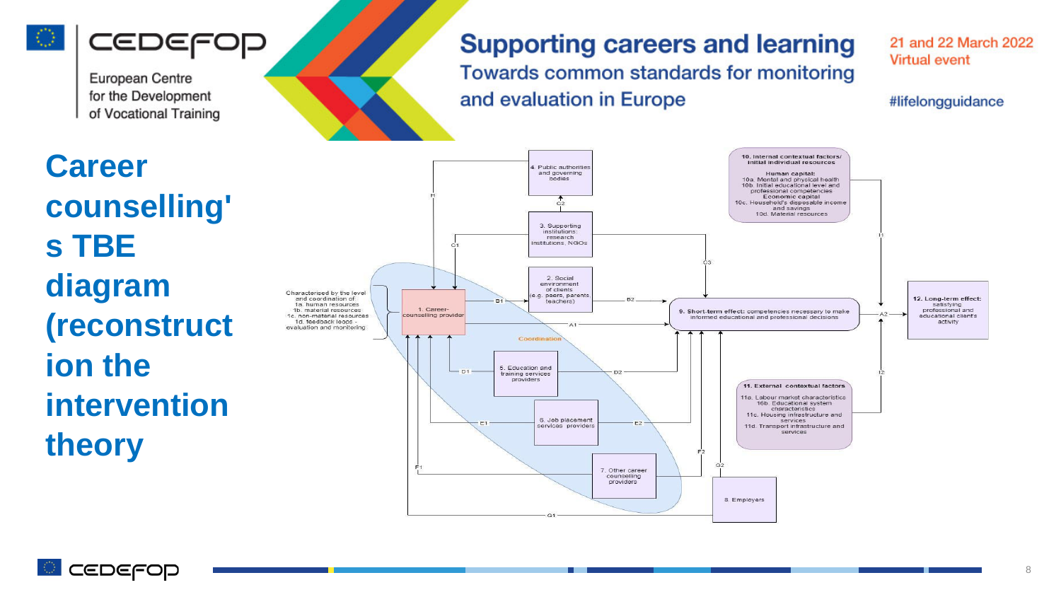# Career counselling's TBE diagram (reconstruction the intervention theory)

4. Public authorities and governing bodies

3. Supporting institutions: research institutions, NGOs

2. Social environment of clients (e.g. peers, parents, teachers)

1. Career-counselling provider

Characterised by the level and coordination of:
1a. human resources
1b. material resources
1c. non-material resources
1d. feedback loops - evaluation and monitoring

Coordination

5. Education and training services providers

6. Job placement services providers

7. Other career counselling providers

8. Employers

9. Short-term effect: competencies necessary to make informed educational and professional decisions

10. Internal contextual factors/ initial individual resources

Human capital:
10a. Mental and physical health
10b. Initial educational level and professional competencies

Economic capital
10c. Household's disposable income and savings
10d. Material resources

11. External contextual factors
11a. Labour market characteristics
11b. Educational system characteristics
11c. Housing infrastructure and services
11d. Transport infrastructure and services

12. Long-term effect: satisfying professional and educational client's activity

A1, A2, B1, B2, C1, C2, C3, D1, D2, E1, E2, F1, F2, G1, G2, H, I1, I2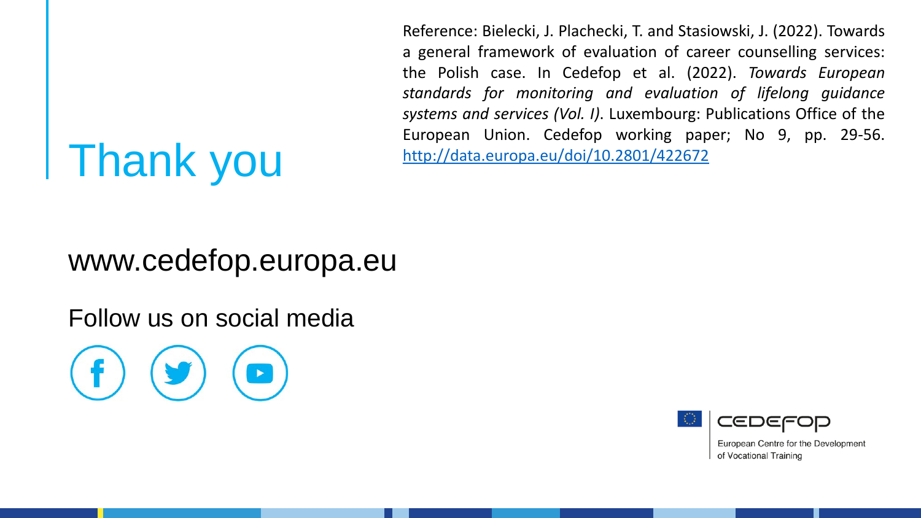Reference: Bielecki, J. Plachecki, T. and Stasiowski, J. (2022). Towards a general framework of evaluation of career counselling services: the Polish case. In Cedefop et al. (2022). *Towards European standards for monitoring and evaluation of lifelong guidance systems and services (Vol. I)*. Luxembourg: Publications Office of the European Union. Cedefop working paper; No 9, pp. 29-56. http://data.europa.eu/doi/10.2801/422672

# Thank you

www.cedefop.europa.eu

Follow us on social media

CEDEFOP

European Centre for the Development of Vocational Training